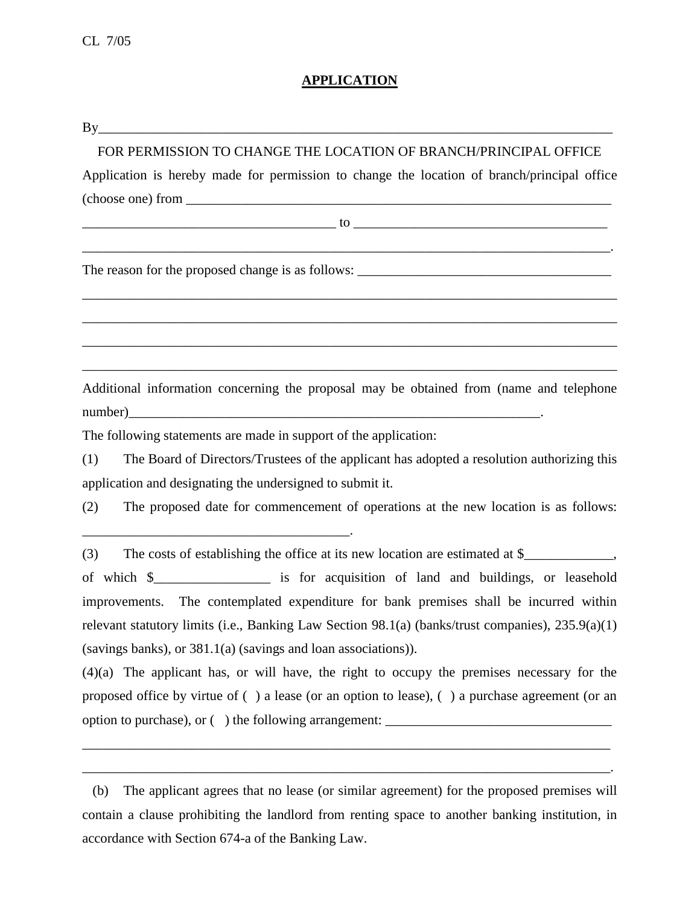CL 7/05

# APPLICATION

By______________________________________________________________________________

FOR PERMISSION TO CHANGE THE LOCATION OF BRANCH/PRINCIPAL OFFICE

Application is hereby made for permission to change the location of branch/principal office (choose one) from ______________________________________________________________

_____________________________________ to _____________________________________

_____________________________________________________________________________.

The reason for the proposed change is as follows: _____________________________________

_____________________________________________________________________________

_____________________________________________________________________________

_____________________________________________________________________________

_____________________________________________________________________________

Additional information concerning the proposal may be obtained from (name and telephone number)_____________________________________________________________.

The following statements are made in support of the application:

(1) The Board of Directors/Trustees of the applicant has adopted a resolution authorizing this application and designating the undersigned to submit it.

(2) The proposed date for commencement of operations at the new location is as follows: _______________________________________.

(3) The costs of establishing the office at its new location are estimated at $_____________, of which $_________________ is for acquisition of land and buildings, or leasehold improvements. The contemplated expenditure for bank premises shall be incurred within relevant statutory limits (i.e., Banking Law Section 98.1(a) (banks/trust companies), 235.9(a)(1) (savings banks), or 381.1(a) (savings and loan associations)).

(4)(a) The applicant has, or will have, the right to occupy the premises necessary for the proposed office by virtue of ( ) a lease (or an option to lease), ( ) a purchase agreement (or an option to purchase), or ( ) the following arrangement: _________________________________

_____________________________________________________________________________

_____________________________________________________________________________.

(b) The applicant agrees that no lease (or similar agreement) for the proposed premises will contain a clause prohibiting the landlord from renting space to another banking institution, in accordance with Section 674-a of the Banking Law.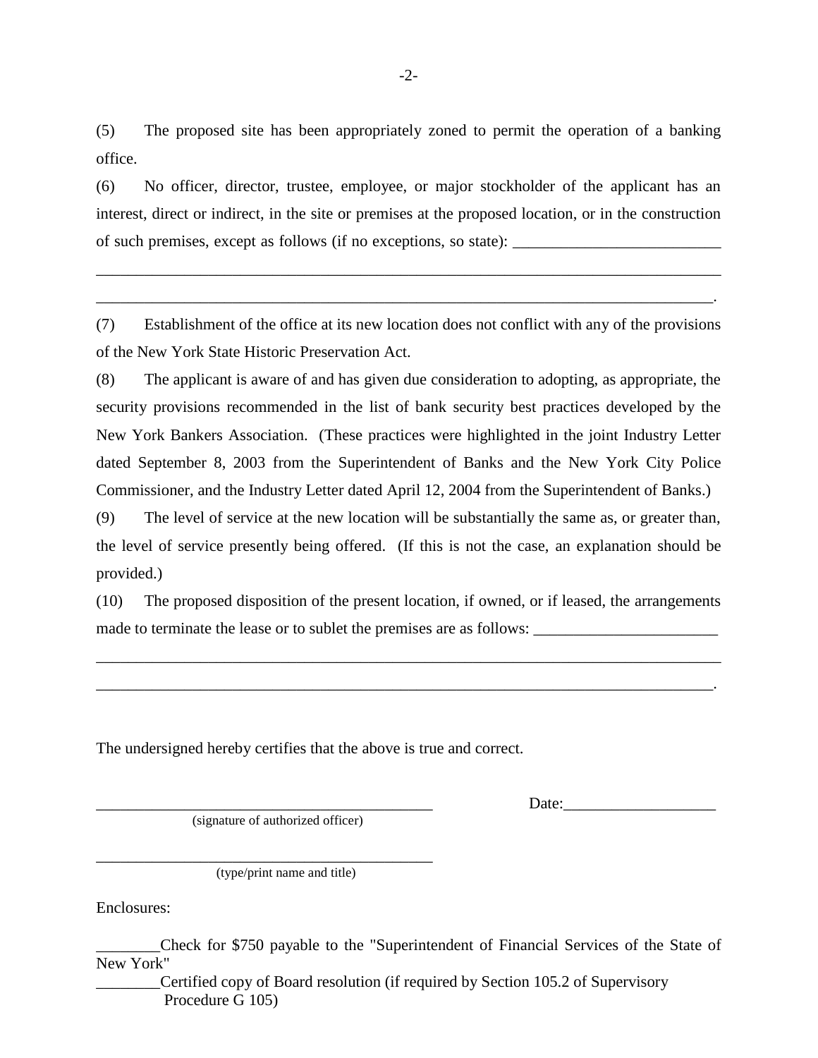(5) The proposed site has been appropriately zoned to permit the operation of a banking office.

(6) No officer, director, trustee, employee, or major stockholder of the applicant has an interest, direct or indirect, in the site or premises at the proposed location, or in the construction of such premises, except as follows (if no exceptions, so state): _________________________

_______________________________________________________________________________

______________________________________________________________________________.

(7) Establishment of the office at its new location does not conflict with any of the provisions of the New York State Historic Preservation Act.

(8) The applicant is aware of and has given due consideration to adopting, as appropriate, the security provisions recommended in the list of bank security best practices developed by the New York Bankers Association. (These practices were highlighted in the joint Industry Letter dated September 8, 2003 from the Superintendent of Banks and the New York City Police Commissioner, and the Industry Letter dated April 12, 2004 from the Superintendent of Banks.)

(9) The level of service at the new location will be substantially the same as, or greater than, the level of service presently being offered. (If this is not the case, an explanation should be provided.)

(10) The proposed disposition of the present location, if owned, or if leased, the arrangements made to terminate the lease or to sublet the premises are as follows: _______________________

_______________________________________________________________________________

______________________________________________________________________________.

The undersigned hereby certifies that the above is true and correct.

___________________________________________ Date:___________________
(signature of authorized officer)

___________________________________________
(type/print name and title)

Enclosures:

________Check for $750 payable to the "Superintendent of Financial Services of the State of New York"

________Certified copy of Board resolution (if required by Section 105.2 of Supervisory Procedure G 105)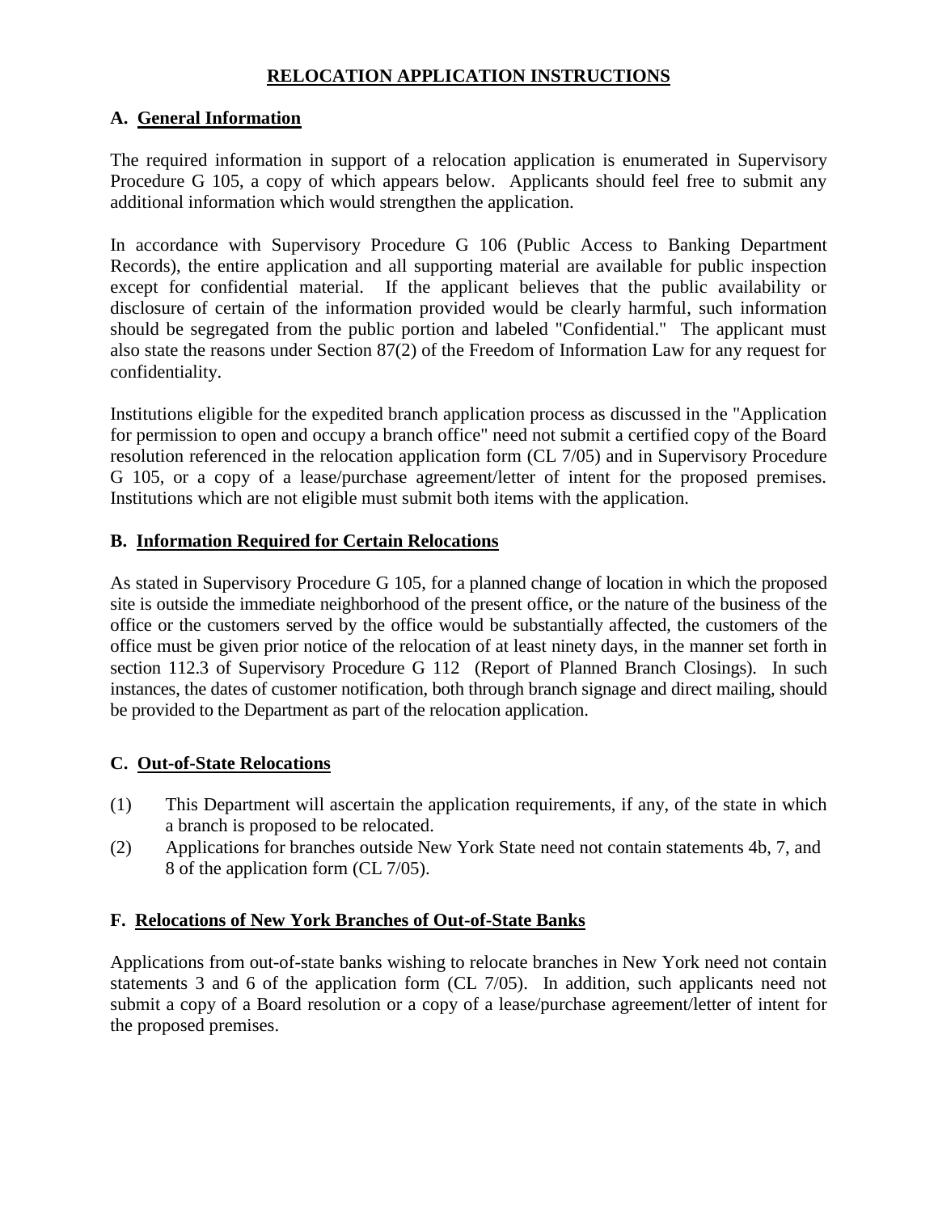# RELOCATION APPLICATION INSTRUCTIONS

## A. General Information

The required information in support of a relocation application is enumerated in Supervisory Procedure G 105, a copy of which appears below. Applicants should feel free to submit any additional information which would strengthen the application.

In accordance with Supervisory Procedure G 106 (Public Access to Banking Department Records), the entire application and all supporting material are available for public inspection except for confidential material. If the applicant believes that the public availability or disclosure of certain of the information provided would be clearly harmful, such information should be segregated from the public portion and labeled "Confidential." The applicant must also state the reasons under Section 87(2) of the Freedom of Information Law for any request for confidentiality.

Institutions eligible for the expedited branch application process as discussed in the "Application for permission to open and occupy a branch office" need not submit a certified copy of the Board resolution referenced in the relocation application form (CL 7/05) and in Supervisory Procedure G 105, or a copy of a lease/purchase agreement/letter of intent for the proposed premises. Institutions which are not eligible must submit both items with the application.

## B. Information Required for Certain Relocations

As stated in Supervisory Procedure G 105, for a planned change of location in which the proposed site is outside the immediate neighborhood of the present office, or the nature of the business of the office or the customers served by the office would be substantially affected, the customers of the office must be given prior notice of the relocation of at least ninety days, in the manner set forth in section 112.3 of Supervisory Procedure G 112 (Report of Planned Branch Closings). In such instances, the dates of customer notification, both through branch signage and direct mailing, should be provided to the Department as part of the relocation application.

## C. Out-of-State Relocations

(1) This Department will ascertain the application requirements, if any, of the state in which a branch is proposed to be relocated.

(2) Applications for branches outside New York State need not contain statements 4b, 7, and 8 of the application form (CL 7/05).

## F. Relocations of New York Branches of Out-of-State Banks

Applications from out-of-state banks wishing to relocate branches in New York need not contain statements 3 and 6 of the application form (CL 7/05). In addition, such applicants need not submit a copy of a Board resolution or a copy of a lease/purchase agreement/letter of intent for the proposed premises.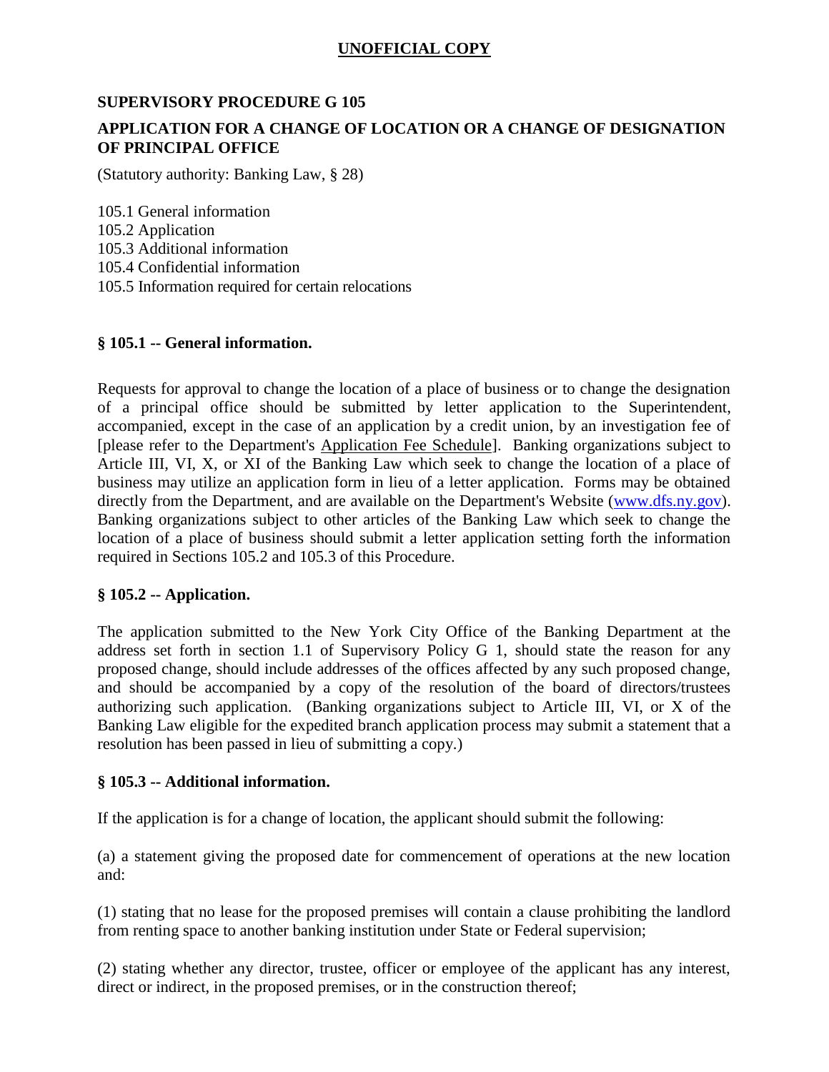**UNOFFICIAL COPY**

## SUPERVISORY PROCEDURE G 105

## APPLICATION FOR A CHANGE OF LOCATION OR A CHANGE OF DESIGNATION OF PRINCIPAL OFFICE

(Statutory authority: Banking Law, § 28)

105.1 General information
105.2 Application
105.3 Additional information
105.4 Confidential information
105.5 Information required for certain relocations

### § 105.1 -- General information.

Requests for approval to change the location of a place of business or to change the designation of a principal office should be submitted by letter application to the Superintendent, accompanied, except in the case of an application by a credit union, by an investigation fee of [please refer to the Department's Application Fee Schedule]. Banking organizations subject to Article III, VI, X, or XI of the Banking Law which seek to change the location of a place of business may utilize an application form in lieu of a letter application. Forms may be obtained directly from the Department, and are available on the Department's Website (www.dfs.ny.gov). Banking organizations subject to other articles of the Banking Law which seek to change the location of a place of business should submit a letter application setting forth the information required in Sections 105.2 and 105.3 of this Procedure.

### § 105.2 -- Application.

The application submitted to the New York City Office of the Banking Department at the address set forth in section 1.1 of Supervisory Policy G 1, should state the reason for any proposed change, should include addresses of the offices affected by any such proposed change, and should be accompanied by a copy of the resolution of the board of directors/trustees authorizing such application. (Banking organizations subject to Article III, VI, or X of the Banking Law eligible for the expedited branch application process may submit a statement that a resolution has been passed in lieu of submitting a copy.)

### § 105.3 -- Additional information.

If the application is for a change of location, the applicant should submit the following:

(a) a statement giving the proposed date for commencement of operations at the new location and:

(1) stating that no lease for the proposed premises will contain a clause prohibiting the landlord from renting space to another banking institution under State or Federal supervision;

(2) stating whether any director, trustee, officer or employee of the applicant has any interest, direct or indirect, in the proposed premises, or in the construction thereof;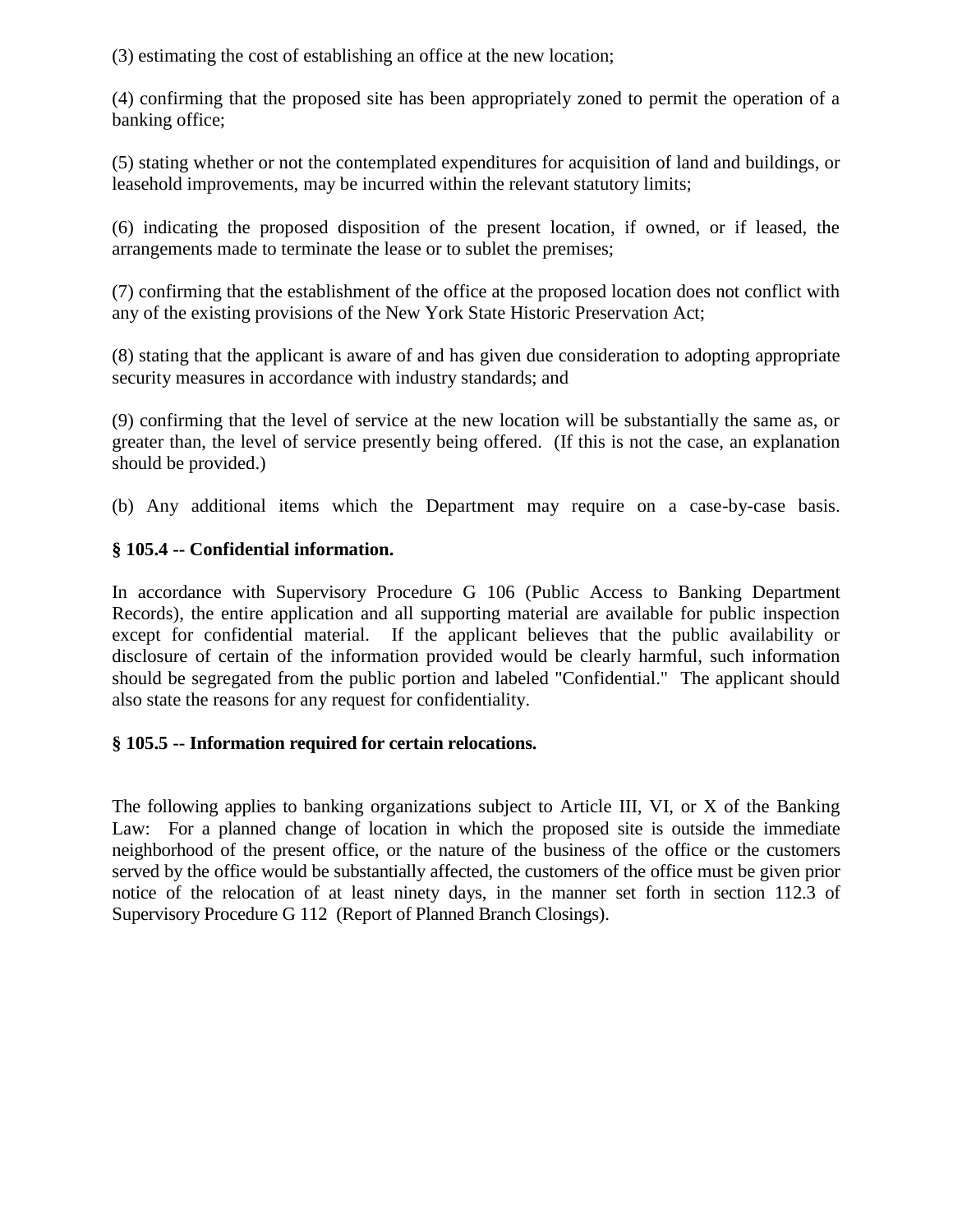(3) estimating the cost of establishing an office at the new location;

(4) confirming that the proposed site has been appropriately zoned to permit the operation of a banking office;

(5) stating whether or not the contemplated expenditures for acquisition of land and buildings, or leasehold improvements, may be incurred within the relevant statutory limits;

(6) indicating the proposed disposition of the present location, if owned, or if leased, the arrangements made to terminate the lease or to sublet the premises;

(7) confirming that the establishment of the office at the proposed location does not conflict with any of the existing provisions of the New York State Historic Preservation Act;

(8) stating that the applicant is aware of and has given due consideration to adopting appropriate security measures in accordance with industry standards; and

(9) confirming that the level of service at the new location will be substantially the same as, or greater than, the level of service presently being offered. (If this is not the case, an explanation should be provided.)

(b) Any additional items which the Department may require on a case-by-case basis.

**§ 105.4 -- Confidential information.**

In accordance with Supervisory Procedure G 106 (Public Access to Banking Department Records), the entire application and all supporting material are available for public inspection except for confidential material. If the applicant believes that the public availability or disclosure of certain of the information provided would be clearly harmful, such information should be segregated from the public portion and labeled "Confidential." The applicant should also state the reasons for any request for confidentiality.

**§ 105.5 -- Information required for certain relocations.**

The following applies to banking organizations subject to Article III, VI, or X of the Banking Law: For a planned change of location in which the proposed site is outside the immediate neighborhood of the present office, or the nature of the business of the office or the customers served by the office would be substantially affected, the customers of the office must be given prior notice of the relocation of at least ninety days, in the manner set forth in section 112.3 of Supervisory Procedure G 112 (Report of Planned Branch Closings).